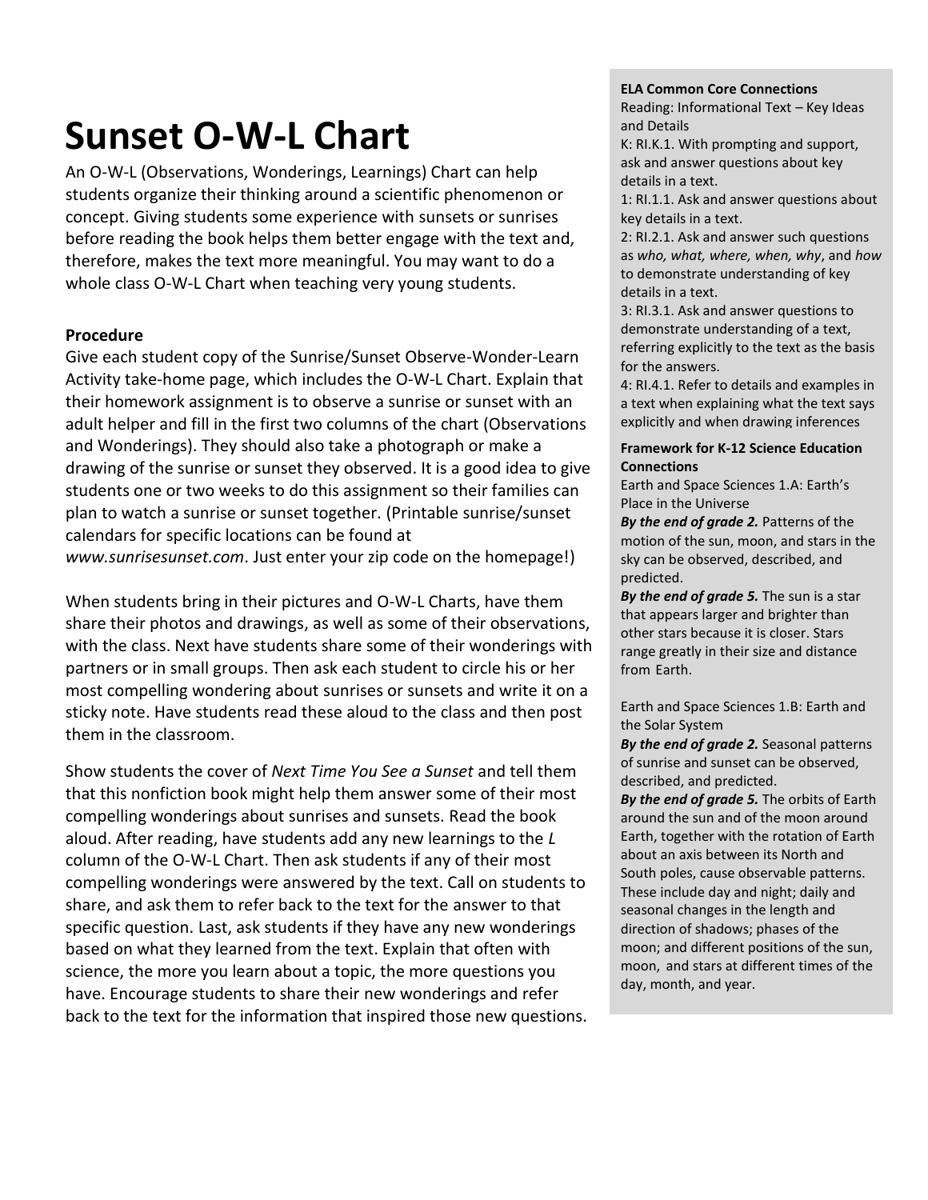# Sunset O-W-L Chart

An O-W-L (Observations, Wonderings, Learnings) Chart can help students organize their thinking around a scientific phenomenon or concept. Giving students some experience with sunsets or sunrises before reading the book helps them better engage with the text and, therefore, makes the text more meaningful. You may want to do a whole class O-W-L Chart when teaching very young students.

**Procedure**

Give each student copy of the Sunrise/Sunset Observe-Wonder-Learn Activity take-home page, which includes the O-W-L Chart. Explain that their homework assignment is to observe a sunrise or sunset with an adult helper and fill in the first two columns of the chart (Observations and Wonderings). They should also take a photograph or make a drawing of the sunrise or sunset they observed. It is a good idea to give students one or two weeks to do this assignment so their families can plan to watch a sunrise or sunset together. (Printable sunrise/sunset calendars for specific locations can be found at *www.sunrisesunset.com*. Just enter your zip code on the homepage!)

When students bring in their pictures and O-W-L Charts, have them share their photos and drawings, as well as some of their observations, with the class. Next have students share some of their wonderings with partners or in small groups. Then ask each student to circle his or her most compelling wondering about sunrises or sunsets and write it on a sticky note. Have students read these aloud to the class and then post them in the classroom.

Show students the cover of *Next Time You See a Sunset* and tell them that this nonfiction book might help them answer some of their most compelling wonderings about sunrises and sunsets. Read the book aloud. After reading, have students add any new learnings to the *L* column of the O-W-L Chart. Then ask students if any of their most compelling wonderings were answered by the text. Call on students to share, and ask them to refer back to the text for the answer to that specific question. Last, ask students if they have any new wonderings based on what they learned from the text. Explain that often with science, the more you learn about a topic, the more questions you have. Encourage students to share their new wonderings and refer back to the text for the information that inspired those new questions.

**ELA Common Core Connections**

Reading: Informational Text – Key Ideas and Details

K: RI.K.1. With prompting and support, ask and answer questions about key details in a text.

1: RI.1.1. Ask and answer questions about key details in a text.

2: RI.2.1. Ask and answer such questions as *who, what, where, when, why*, and *how* to demonstrate understanding of key details in a text.

3: RI.3.1. Ask and answer questions to demonstrate understanding of a text, referring explicitly to the text as the basis for the answers.

4: RI.4.1. Refer to details and examples in a text when explaining what the text says explicitly and when drawing inferences

**Framework for K-12 Science Education Connections**

Earth and Space Sciences 1.A: Earth's Place in the Universe

***By the end of grade 2.*** Patterns of the motion of the sun, moon, and stars in the sky can be observed, described, and predicted.

***By the end of grade 5.*** The sun is a star that appears larger and brighter than other stars because it is closer. Stars range greatly in their size and distance from Earth.

Earth and Space Sciences 1.B: Earth and the Solar System

***By the end of grade 2.*** Seasonal patterns of sunrise and sunset can be observed, described, and predicted.

***By the end of grade 5.*** The orbits of Earth around the sun and of the moon around Earth, together with the rotation of Earth about an axis between its North and South poles, cause observable patterns. These include day and night; daily and seasonal changes in the length and direction of shadows; phases of the moon; and different positions of the sun, moon, and stars at different times of the day, month, and year.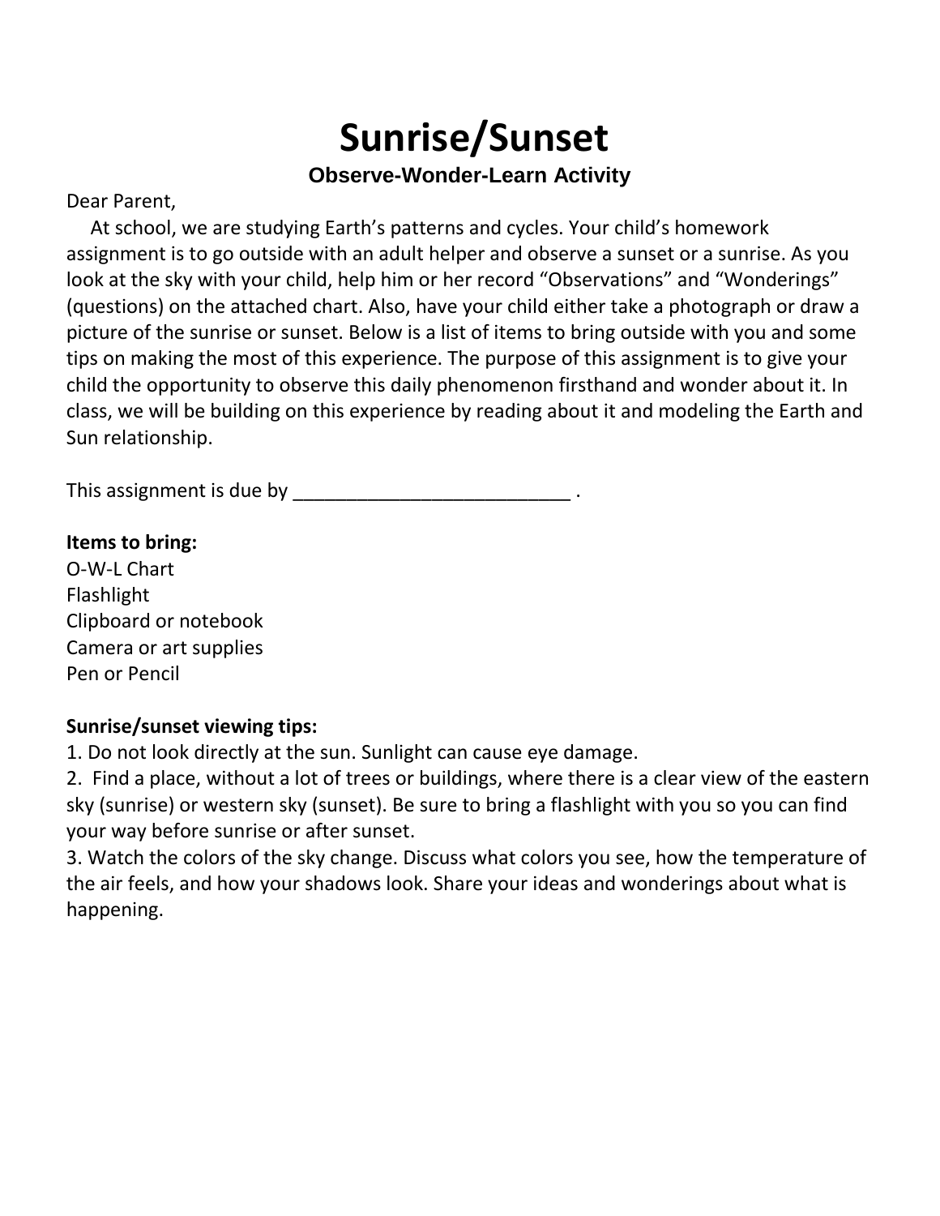# Sunrise/Sunset

## Observe-Wonder-Learn Activity

Dear Parent,

At school, we are studying Earth's patterns and cycles. Your child's homework assignment is to go outside with an adult helper and observe a sunset or a sunrise. As you look at the sky with your child, help him or her record "Observations" and "Wonderings" (questions) on the attached chart. Also, have your child either take a photograph or draw a picture of the sunrise or sunset. Below is a list of items to bring outside with you and some tips on making the most of this experience. The purpose of this assignment is to give your child the opportunity to observe this daily phenomenon firsthand and wonder about it. In class, we will be building on this experience by reading about it and modeling the Earth and Sun relationship.

This assignment is due by __________________________ .

**Items to bring:**

O-W-L Chart
Flashlight
Clipboard or notebook
Camera or art supplies
Pen or Pencil

**Sunrise/sunset viewing tips:**

1. Do not look directly at the sun. Sunlight can cause eye damage.
2. Find a place, without a lot of trees or buildings, where there is a clear view of the eastern sky (sunrise) or western sky (sunset). Be sure to bring a flashlight with you so you can find your way before sunrise or after sunset.
3. Watch the colors of the sky change. Discuss what colors you see, how the temperature of the air feels, and how your shadows look. Share your ideas and wonderings about what is happening.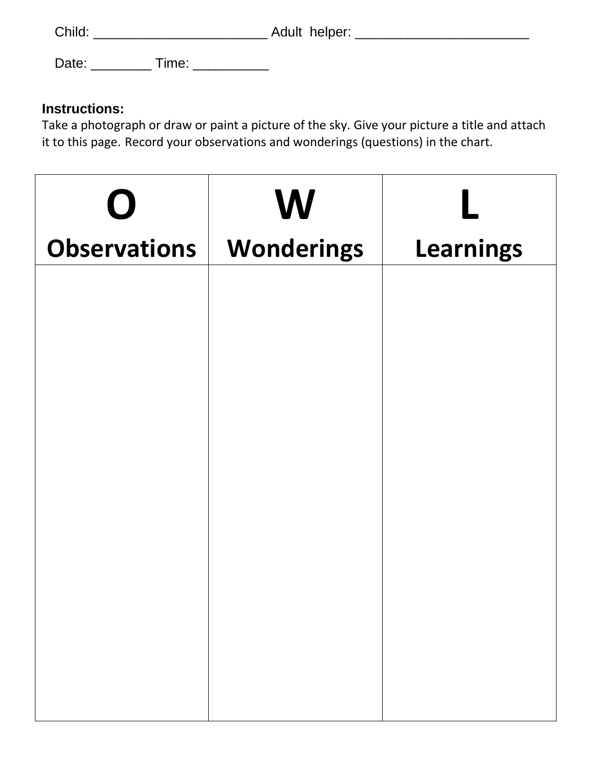Child: ______________________ Adult helper: ______________________

Date: ________ Time: __________

**Instructions:**

Take a photograph or draw or paint a picture of the sky. Give your picture a title and attach it to this page. Record your observations and wonderings (questions) in the chart.

| **O** <br> **Observations** | **W** <br> **Wonderings** | **L** <br> **Learnings** |
|---|---|---|
| | | |